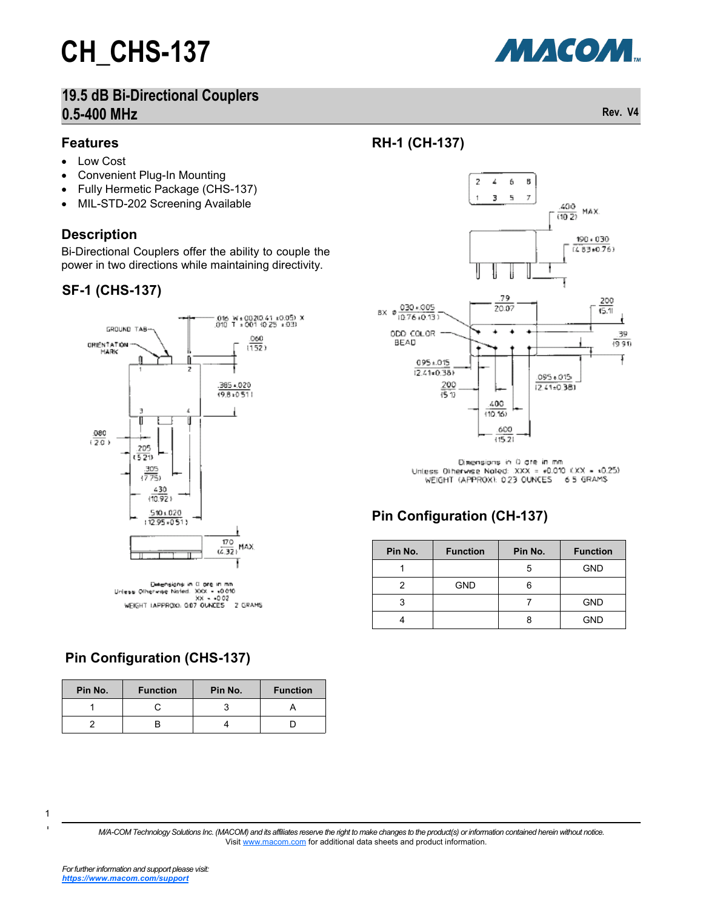# CH_CHS-137

## 19.5 dB Bi-Directional Couplers
## 0.5-400 MHz

Rev. V4

### Features

- Low Cost
- Convenient Plug-In Mounting
- Fully Hermetic Package (CHS-137)
- MIL-STD-202 Screening Available

### Description

Bi-Directional Couplers offer the ability to couple the power in two directions while maintaining directivity.

### SF-1 (CHS-137)

Dimensions in () are in mm
Unless Otherwise Noted: .XXX = ±0.010
.XX = ±0.02
WEIGHT (APPROX): 0.07 OUNCES 2 GRAMS

### RH-1 (CH-137)

Dimensions in () are in mm
Unless Otherwise Noted: .XXX = ±0.010 (.XX = ±0.25)
WEIGHT (APPROX): 0.23 OUNCES 6.5 GRAMS

### Pin Configuration (CH-137)

| Pin No. | Function | Pin No. | Function |
|---|---|---|---|
| 1 | | 5 | GND |
| 2 | GND | 6 | |
| 3 | | 7 | GND |
| 4 | | 8 | GND |

### Pin Configuration (CHS-137)

| Pin No. | Function | Pin No. | Function |
|---|---|---|---|
| 1 | C | 3 | A |
| 2 | B | 4 | D |

*M/A-COM Technology Solutions Inc. (MACOM) and its affiliates reserve the right to make changes to the product(s) or information contained herein without notice.*
Visit www.macom.com for additional data sheets and product information.

*For further information and support please visit:*
***https://www.macom.com/support***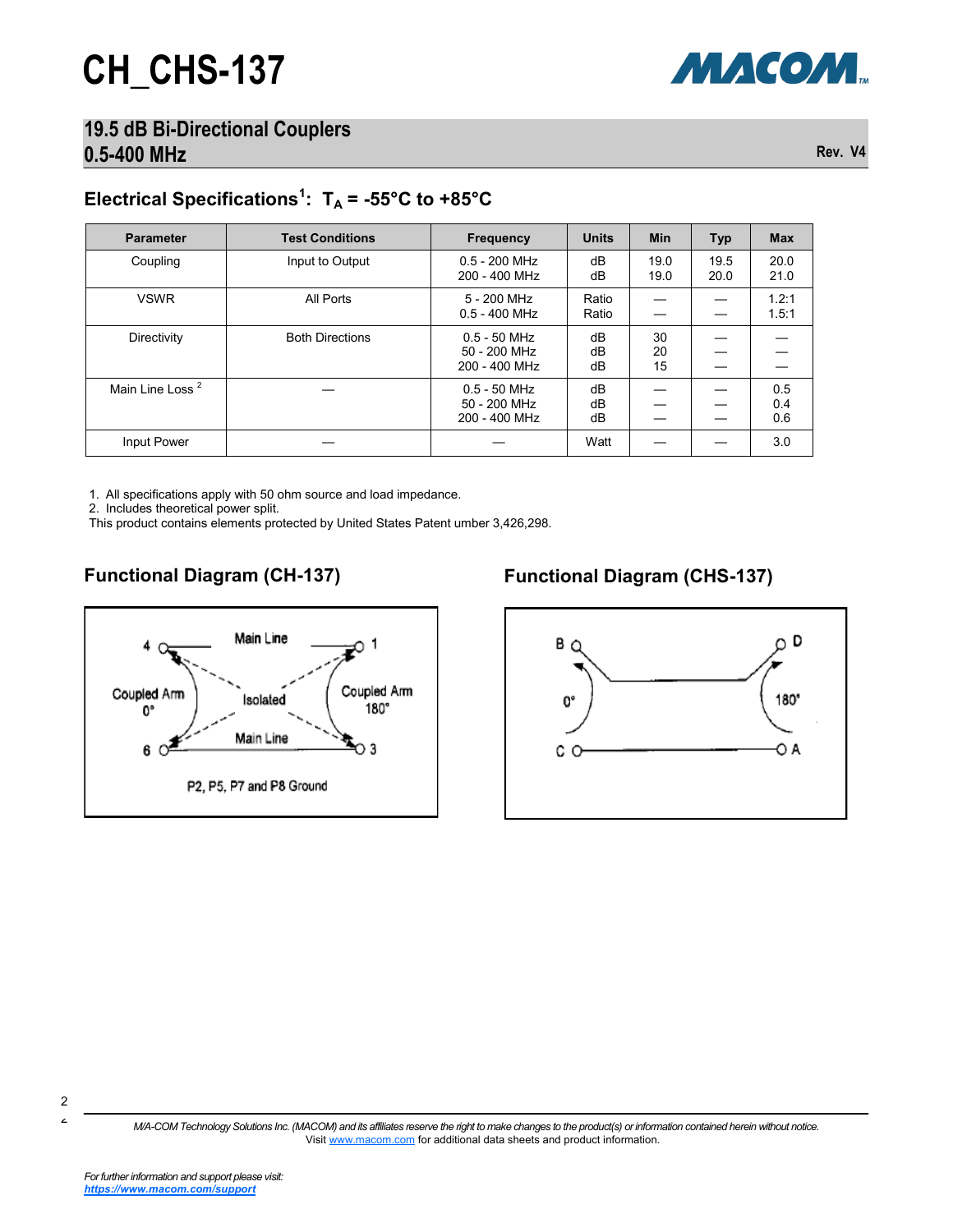# CH_CHS-137

## 19.5 dB Bi-Directional Couplers 0.5-400 MHz

Rev. V4

### Electrical Specifications[1]: $T_A$ = -55°C to +85°C

| Parameter | Test Conditions | Frequency | Units | Min | Typ | Max |
|---|---|---|---|---|---|---|
| Coupling | Input to Output | 0.5 - 200 MHz<br>200 - 400 MHz | dB<br>dB | 19.0<br>19.0 | 19.5<br>20.0 | 20.0<br>21.0 |
| VSWR | All Ports | 5 - 200 MHz<br>0.5 - 400 MHz | Ratio<br>Ratio | —<br>— | —<br>— | 1.2:1<br>1.5:1 |
| Directivity | Both Directions | 0.5 - 50 MHz<br>50 - 200 MHz<br>200 - 400 MHz | dB<br>dB<br>dB | 30<br>20<br>15 | —<br>—<br>— | —<br>—<br>— |
| Main Line Loss [2] | — | 0.5 - 50 MHz<br>50 - 200 MHz<br>200 - 400 MHz | dB<br>dB<br>dB | —<br>—<br>— | —<br>—<br>— | 0.5<br>0.4<br>0.6 |
| Input Power | — | — | Watt | — | — | 3.0 |

1. All specifications apply with 50 ohm source and load impedance.
2. Includes theoretical power split.

This product contains elements protected by United States Patent umber 3,426,298.

### Functional Diagram (CH-137)

4, Main Line, 1, Coupled Arm 0°, Isolated, Coupled Arm 180°, 6, Main Line, 3

P2, P5, P7 and P8 Ground

### Functional Diagram (CHS-137)

B, D, 0°, 180°, C, A

*M/A-COM Technology Solutions Inc. (MACOM) and its affiliates reserve the right to make changes to the product(s) or information contained herein without notice.*
Visit www.macom.com for additional data sheets and product information.

*For further information and support please visit:*
***https://www.macom.com/support***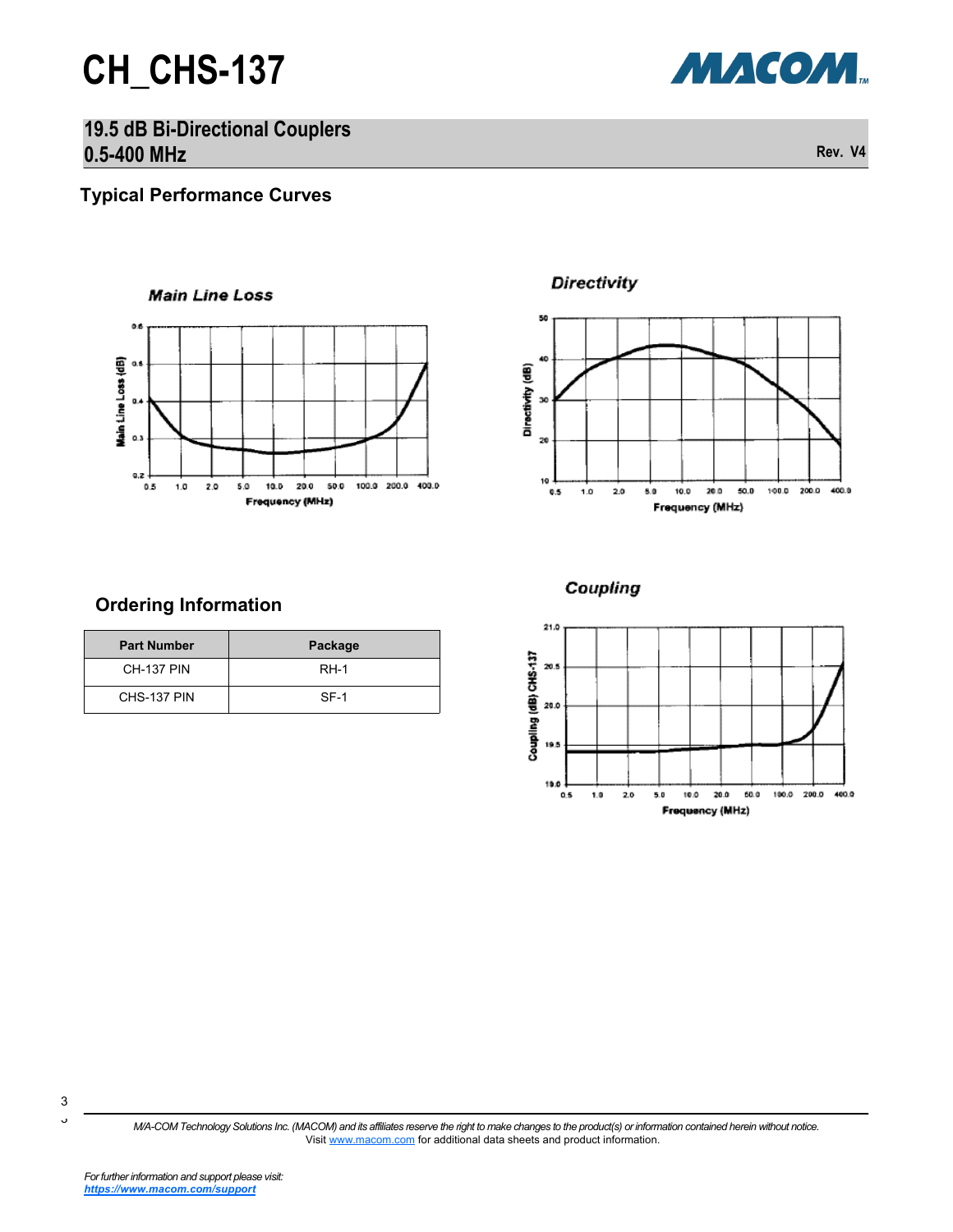# CH_CHS-137

## 19.5 dB Bi-Directional Couplers 0.5-400 MHz

Rev. V4

### Typical Performance Curves

**Main Line Loss**

**Directivity**

**Coupling**

### Ordering Information

| Part Number | Package |
|---|---|
| CH-137 PIN | RH-1 |
| CHS-137 PIN | SF-1 |

*M/A-COM Technology Solutions Inc. (MACOM) and its affiliates reserve the right to make changes to the product(s) or information contained herein without notice.*
Visit www.macom.com for additional data sheets and product information.

*For further information and support please visit:*
***https://www.macom.com/support***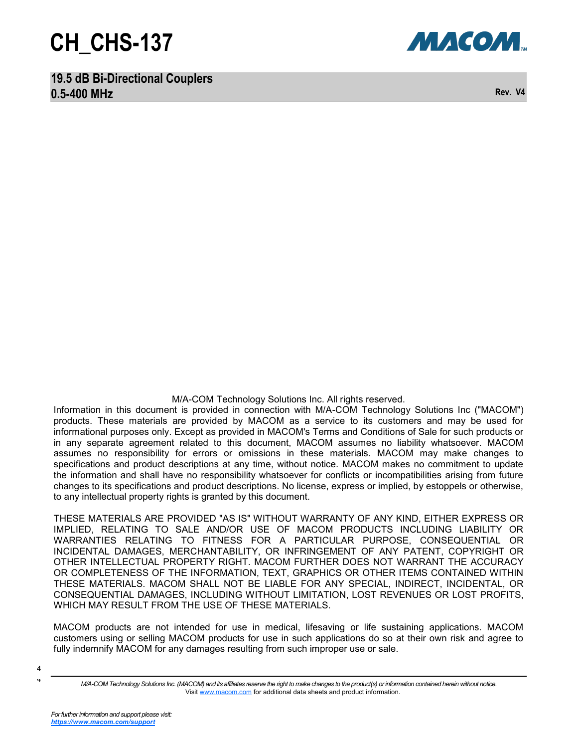M/A-COM Technology Solutions Inc. All rights reserved.

Information in this document is provided in connection with M/A-COM Technology Solutions Inc ("MACOM") products. These materials are provided by MACOM as a service to its customers and may be used for informational purposes only. Except as provided in MACOM's Terms and Conditions of Sale for such products or in any separate agreement related to this document, MACOM assumes no liability whatsoever. MACOM assumes no responsibility for errors or omissions in these materials. MACOM may make changes to specifications and product descriptions at any time, without notice. MACOM makes no commitment to update the information and shall have no responsibility whatsoever for conflicts or incompatibilities arising from future changes to its specifications and product descriptions. No license, express or implied, by estoppels or otherwise, to any intellectual property rights is granted by this document.

THESE MATERIALS ARE PROVIDED "AS IS" WITHOUT WARRANTY OF ANY KIND, EITHER EXPRESS OR IMPLIED, RELATING TO SALE AND/OR USE OF MACOM PRODUCTS INCLUDING LIABILITY OR WARRANTIES RELATING TO FITNESS FOR A PARTICULAR PURPOSE, CONSEQUENTIAL OR INCIDENTAL DAMAGES, MERCHANTABILITY, OR INFRINGEMENT OF ANY PATENT, COPYRIGHT OR OTHER INTELLECTUAL PROPERTY RIGHT. MACOM FURTHER DOES NOT WARRANT THE ACCURACY OR COMPLETENESS OF THE INFORMATION, TEXT, GRAPHICS OR OTHER ITEMS CONTAINED WITHIN THESE MATERIALS. MACOM SHALL NOT BE LIABLE FOR ANY SPECIAL, INDIRECT, INCIDENTAL, OR CONSEQUENTIAL DAMAGES, INCLUDING WITHOUT LIMITATION, LOST REVENUES OR LOST PROFITS, WHICH MAY RESULT FROM THE USE OF THESE MATERIALS.

MACOM products are not intended for use in medical, lifesaving or life sustaining applications. MACOM customers using or selling MACOM products for use in such applications do so at their own risk and agree to fully indemnify MACOM for any damages resulting from such improper use or sale.